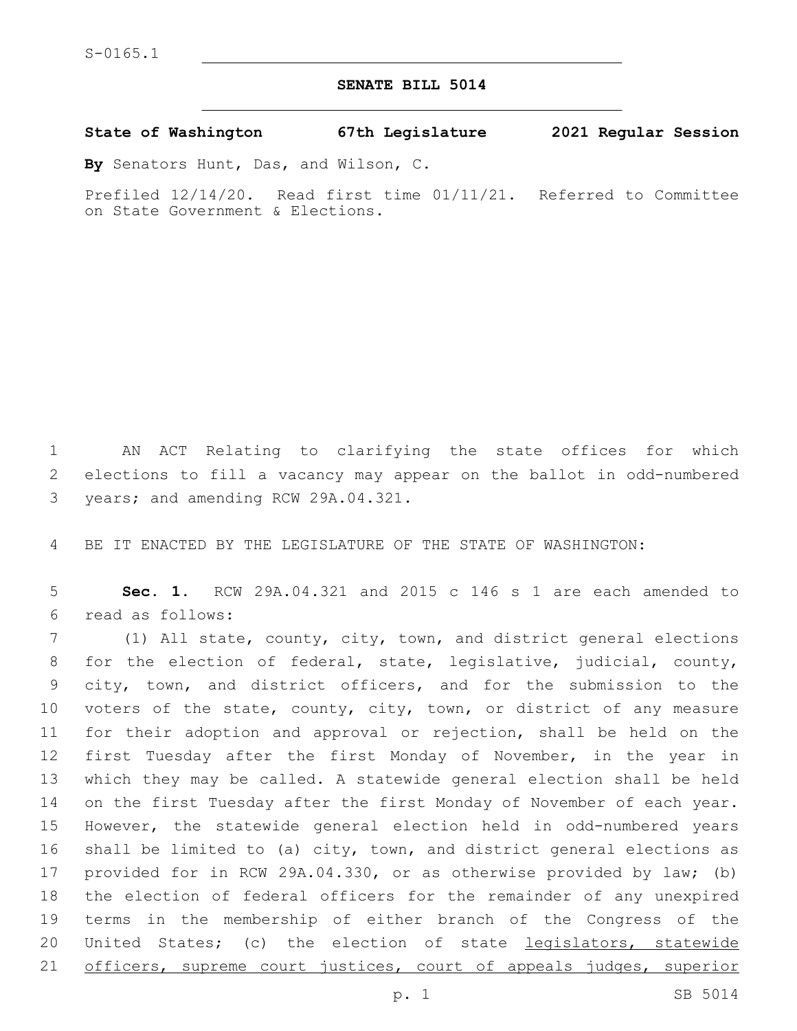S-0165.1

**SENATE BILL 5014**

**State of Washington 67th Legislature 2021 Regular Session**

**By** Senators Hunt, Das, and Wilson, C.

Prefiled 12/14/20. Read first time 01/11/21. Referred to Committee on State Government & Elections.

AN ACT Relating to clarifying the state offices for which elections to fill a vacancy may appear on the ballot in odd-numbered years; and amending RCW 29A.04.321.

BE IT ENACTED BY THE LEGISLATURE OF THE STATE OF WASHINGTON:

**Sec. 1.** RCW 29A.04.321 and 2015 c 146 s 1 are each amended to read as follows:

(1) All state, county, city, town, and district general elections for the election of federal, state, legislative, judicial, county, city, town, and district officers, and for the submission to the voters of the state, county, city, town, or district of any measure for their adoption and approval or rejection, shall be held on the first Tuesday after the first Monday of November, in the year in which they may be called. A statewide general election shall be held on the first Tuesday after the first Monday of November of each year. However, the statewide general election held in odd-numbered years shall be limited to (a) city, town, and district general elections as provided for in RCW 29A.04.330, or as otherwise provided by law; (b) the election of federal officers for the remainder of any unexpired terms in the membership of either branch of the Congress of the United States; (c) the election of state <u>legislators, statewide officers, supreme court justices, court of appeals judges, superior</u>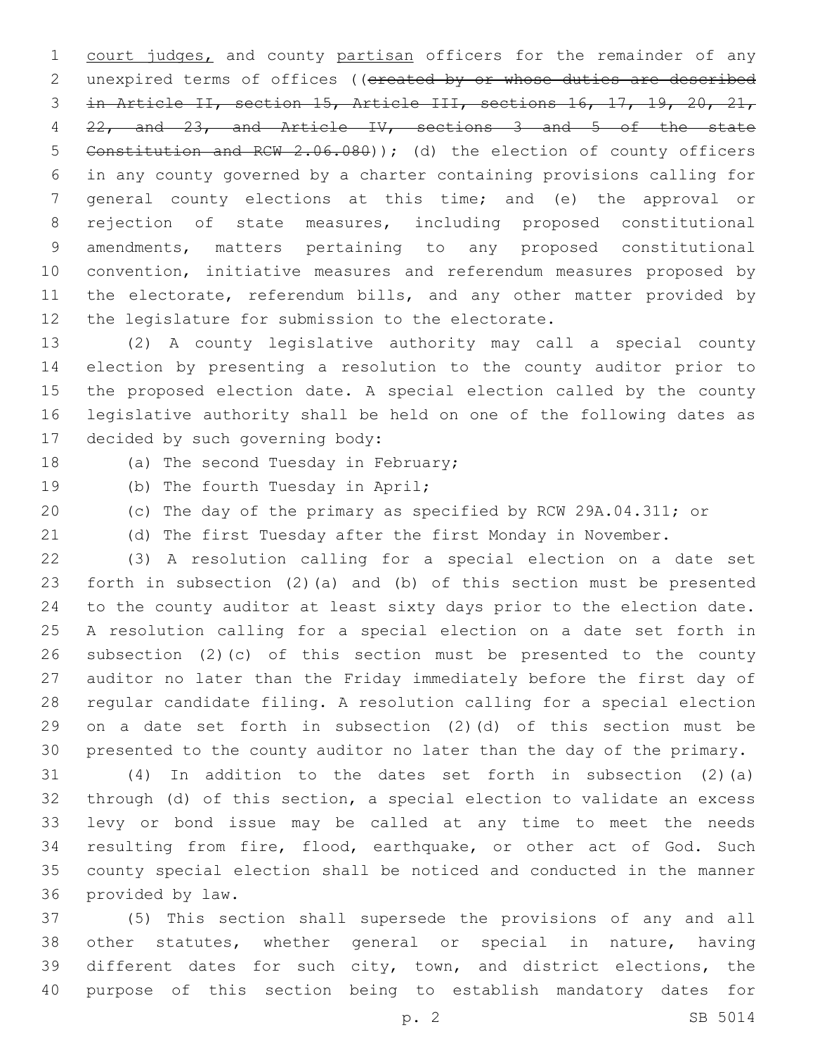court judges, and county partisan officers for the remainder of any unexpired terms of offices ((~~created by or whose duties are described in Article II, section 15, Article III, sections 16, 17, 19, 20, 21, 22, and 23, and Article IV, sections 3 and 5 of the state Constitution and RCW 2.06.080~~)); (d) the election of county officers in any county governed by a charter containing provisions calling for general county elections at this time; and (e) the approval or rejection of state measures, including proposed constitutional amendments, matters pertaining to any proposed constitutional convention, initiative measures and referendum measures proposed by the electorate, referendum bills, and any other matter provided by the legislature for submission to the electorate.

(2) A county legislative authority may call a special county election by presenting a resolution to the county auditor prior to the proposed election date. A special election called by the county legislative authority shall be held on one of the following dates as decided by such governing body:

(a) The second Tuesday in February;

(b) The fourth Tuesday in April;

(c) The day of the primary as specified by RCW 29A.04.311; or

(d) The first Tuesday after the first Monday in November.

(3) A resolution calling for a special election on a date set forth in subsection (2)(a) and (b) of this section must be presented to the county auditor at least sixty days prior to the election date. A resolution calling for a special election on a date set forth in subsection (2)(c) of this section must be presented to the county auditor no later than the Friday immediately before the first day of regular candidate filing. A resolution calling for a special election on a date set forth in subsection (2)(d) of this section must be presented to the county auditor no later than the day of the primary.

(4) In addition to the dates set forth in subsection (2)(a) through (d) of this section, a special election to validate an excess levy or bond issue may be called at any time to meet the needs resulting from fire, flood, earthquake, or other act of God. Such county special election shall be noticed and conducted in the manner provided by law.

(5) This section shall supersede the provisions of any and all other statutes, whether general or special in nature, having different dates for such city, town, and district elections, the purpose of this section being to establish mandatory dates for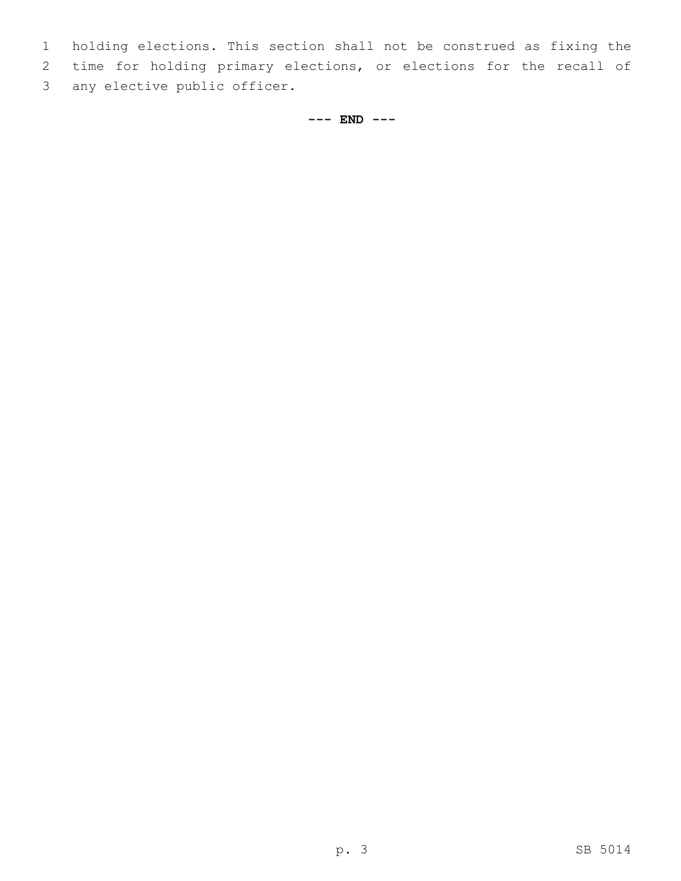holding elections. This section shall not be construed as fixing the time for holding primary elections, or elections for the recall of any elective public officer.

**--- END ---**